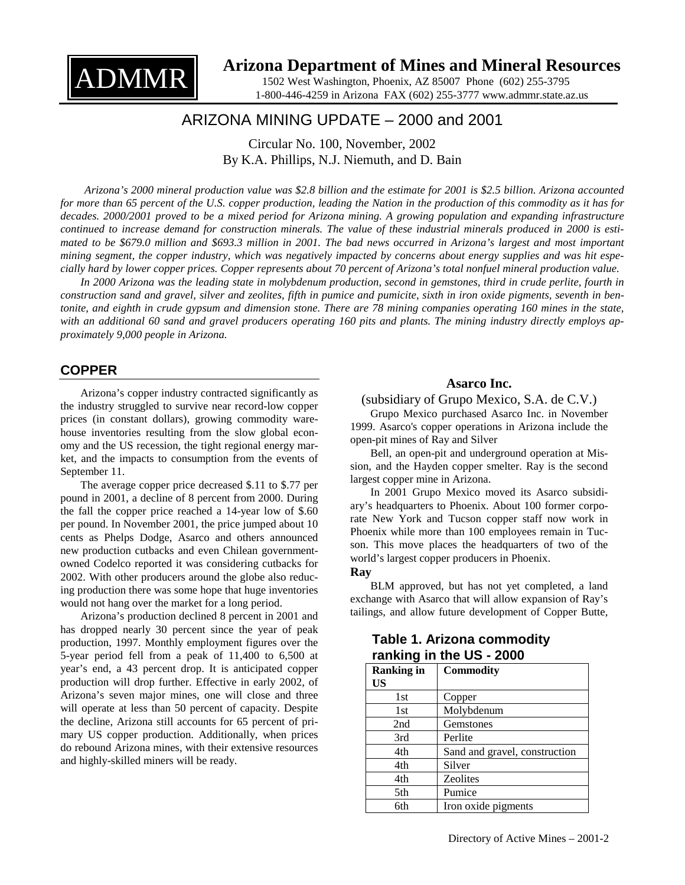# Arizona Department of Mines and Mineral Resources

ADMMR

1502 West Washington, Phoenix, AZ 85007 Phone (602) 255-3795
1-800-446-4259 in Arizona FAX (602) 255-3777 www.admmr.state.az.us

## ARIZONA MINING UPDATE – 2000 and 2001

Circular No. 100, November, 2002
By K.A. Phillips, N.J. Niemuth, and D. Bain

*Arizona's 2000 mineral production value was $2.8 billion and the estimate for 2001 is $2.5 billion. Arizona accounted for more than 65 percent of the U.S. copper production, leading the Nation in the production of this commodity as it has for decades. 2000/2001 proved to be a mixed period for Arizona mining. A growing population and expanding infrastructure continued to increase demand for construction minerals. The value of these industrial minerals produced in 2000 is estimated to be $679.0 million and $693.3 million in 2001. The bad news occurred in Arizona's largest and most important mining segment, the copper industry, which was negatively impacted by concerns about energy supplies and was hit especially hard by lower copper prices. Copper represents about 70 percent of Arizona's total nonfuel mineral production value.*

*In 2000 Arizona was the leading state in molybdenum production, second in gemstones, third in crude perlite, fourth in construction sand and gravel, silver and zeolites, fifth in pumice and pumicite, sixth in iron oxide pigments, seventh in bentonite, and eighth in crude gypsum and dimension stone. There are 78 mining companies operating 160 mines in the state, with an additional 60 sand and gravel producers operating 160 pits and plants. The mining industry directly employs approximately 9,000 people in Arizona.*

## COPPER

Arizona's copper industry contracted significantly as the industry struggled to survive near record-low copper prices (in constant dollars), growing commodity warehouse inventories resulting from the slow global economy and the US recession, the tight regional energy market, and the impacts to consumption from the events of September 11.

The average copper price decreased $.11 to $.77 per pound in 2001, a decline of 8 percent from 2000. During the fall the copper price reached a 14-year low of $.60 per pound. In November 2001, the price jumped about 10 cents as Phelps Dodge, Asarco and others announced new production cutbacks and even Chilean government-owned Codelco reported it was considering cutbacks for 2002. With other producers around the globe also reducing production there was some hope that huge inventories would not hang over the market for a long period.

Arizona's production declined 8 percent in 2001 and has dropped nearly 30 percent since the year of peak production, 1997. Monthly employment figures over the 5-year period fell from a peak of 11,400 to 6,500 at year's end, a 43 percent drop. It is anticipated copper production will drop further. Effective in early 2002, of Arizona's seven major mines, one will close and three will operate at less than 50 percent of capacity. Despite the decline, Arizona still accounts for 65 percent of primary US copper production. Additionally, when prices do rebound Arizona mines, with their extensive resources and highly-skilled miners will be ready.

### Asarco Inc.

(subsidiary of Grupo Mexico, S.A. de C.V.)

Grupo Mexico purchased Asarco Inc. in November 1999. Asarco's copper operations in Arizona include the open-pit mines of Ray and Silver Bell, an open-pit and underground operation at Mission, and the Hayden copper smelter. Ray is the second largest copper mine in Arizona.

In 2001 Grupo Mexico moved its Asarco subsidiary's headquarters to Phoenix. About 100 former corporate New York and Tucson copper staff now work in Phoenix while more than 100 employees remain in Tucson. This move places the headquarters of two of the world's largest copper producers in Phoenix.

**Ray**

BLM approved, but has not yet completed, a land exchange with Asarco that will allow expansion of Ray's tailings, and allow future development of Copper Butte,

**Table 1. Arizona commodity ranking in the US - 2000**

| Ranking in US | Commodity |
|---|---|
| 1st | Copper |
| 1st | Molybdenum |
| 2nd | Gemstones |
| 3rd | Perlite |
| 4th | Sand and gravel, construction |
| 4th | Silver |
| 4th | Zeolites |
| 5th | Pumice |
| 6th | Iron oxide pigments |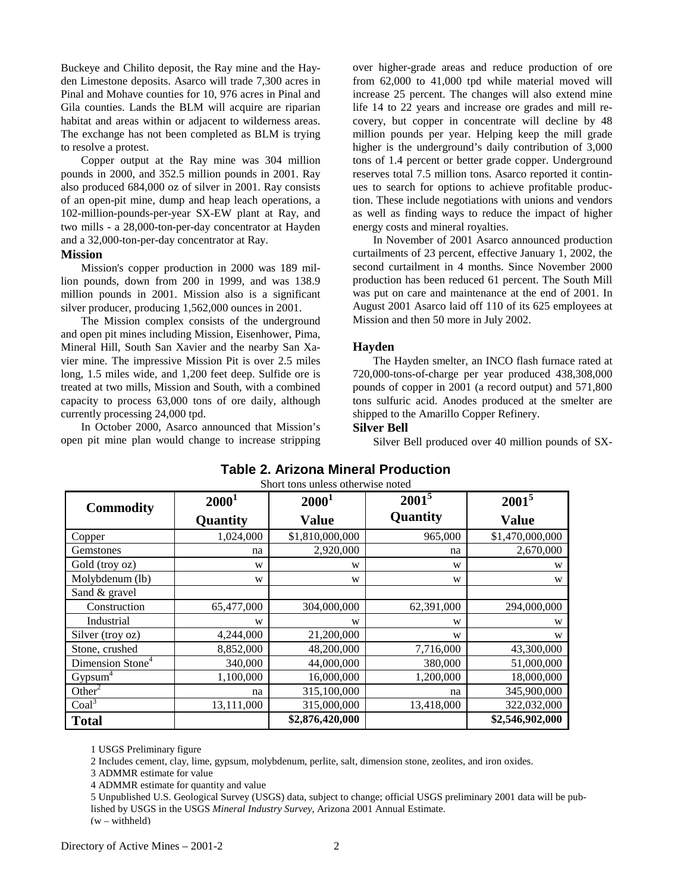Buckeye and Chilito deposit, the Ray mine and the Hayden Limestone deposits. Asarco will trade 7,300 acres in Pinal and Mohave counties for 10, 976 acres in Pinal and Gila counties. Lands the BLM will acquire are riparian habitat and areas within or adjacent to wilderness areas. The exchange has not been completed as BLM is trying to resolve a protest.

Copper output at the Ray mine was 304 million pounds in 2000, and 352.5 million pounds in 2001. Ray also produced 684,000 oz of silver in 2001. Ray consists of an open-pit mine, dump and heap leach operations, a 102-million-pounds-per-year SX-EW plant at Ray, and two mills - a 28,000-ton-per-day concentrator at Hayden and a 32,000-ton-per-day concentrator at Ray.

### Mission

Mission's copper production in 2000 was 189 million pounds, down from 200 in 1999, and was 138.9 million pounds in 2001. Mission also is a significant silver producer, producing 1,562,000 ounces in 2001.

The Mission complex consists of the underground and open pit mines including Mission, Eisenhower, Pima, Mineral Hill, South San Xavier and the nearby San Xavier mine. The impressive Mission Pit is over 2.5 miles long, 1.5 miles wide, and 1,200 feet deep. Sulfide ore is treated at two mills, Mission and South, with a combined capacity to process 63,000 tons of ore daily, although currently processing 24,000 tpd.

In October 2000, Asarco announced that Mission's open pit mine plan would change to increase stripping over higher-grade areas and reduce production of ore from 62,000 to 41,000 tpd while material moved will increase 25 percent. The changes will also extend mine life 14 to 22 years and increase ore grades and mill recovery, but copper in concentrate will decline by 48 million pounds per year. Helping keep the mill grade higher is the underground's daily contribution of 3,000 tons of 1.4 percent or better grade copper. Underground reserves total 7.5 million tons. Asarco reported it continues to search for options to achieve profitable production. These include negotiations with unions and vendors as well as finding ways to reduce the impact of higher energy costs and mineral royalties.

In November of 2001 Asarco announced production curtailments of 23 percent, effective January 1, 2002, the second curtailment in 4 months. Since November 2000 production has been reduced 61 percent. The South Mill was put on care and maintenance at the end of 2001. In August 2001 Asarco laid off 110 of its 625 employees at Mission and then 50 more in July 2002.

### Hayden

The Hayden smelter, an INCO flash furnace rated at 720,000-tons-of-charge per year produced 438,308,000 pounds of copper in 2001 (a record output) and 571,800 tons sulfuric acid. Anodes produced at the smelter are shipped to the Amarillo Copper Refinery.

### Silver Bell

Silver Bell produced over 40 million pounds of SX-

## Table 2. Arizona Mineral Production

Short tons unless otherwise noted

| Commodity | 2000[1] Quantity | 2000[1] Value | 2001[5] Quantity | 2001[5] Value |
|---|---|---|---|---|
| Copper | 1,024,000 | $1,810,000,000 | 965,000 | $1,470,000,000 |
| Gemstones | na | 2,920,000 | na | 2,670,000 |
| Gold (troy oz) | w | w | w | w |
| Molybdenum (lb) | w | w | w | w |
| Sand & gravel | | | | |
| Construction | 65,477,000 | 304,000,000 | 62,391,000 | 294,000,000 |
| Industrial | w | w | w | w |
| Silver (troy oz) | 4,244,000 | 21,200,000 | w | w |
| Stone, crushed | 8,852,000 | 48,200,000 | 7,716,000 | 43,300,000 |
| Dimension Stone[4] | 340,000 | 44,000,000 | 380,000 | 51,000,000 |
| Gypsum[4] | 1,100,000 | 16,000,000 | 1,200,000 | 18,000,000 |
| Other[2] | na | 315,100,000 | na | 345,900,000 |
| Coal[3] | 13,111,000 | 315,000,000 | 13,418,000 | 322,032,000 |
| **Total** | | **$2,876,420,000** | | **$2,546,902,000** |

1 USGS Preliminary figure

2 Includes cement, clay, lime, gypsum, molybdenum, perlite, salt, dimension stone, zeolites, and iron oxides.

3 ADMMR estimate for value

4 ADMMR estimate for quantity and value

5 Unpublished U.S. Geological Survey (USGS) data, subject to change; official USGS preliminary 2001 data will be published by USGS in the USGS *Mineral Industry Survey*, Arizona 2001 Annual Estimate.

(w – withheld)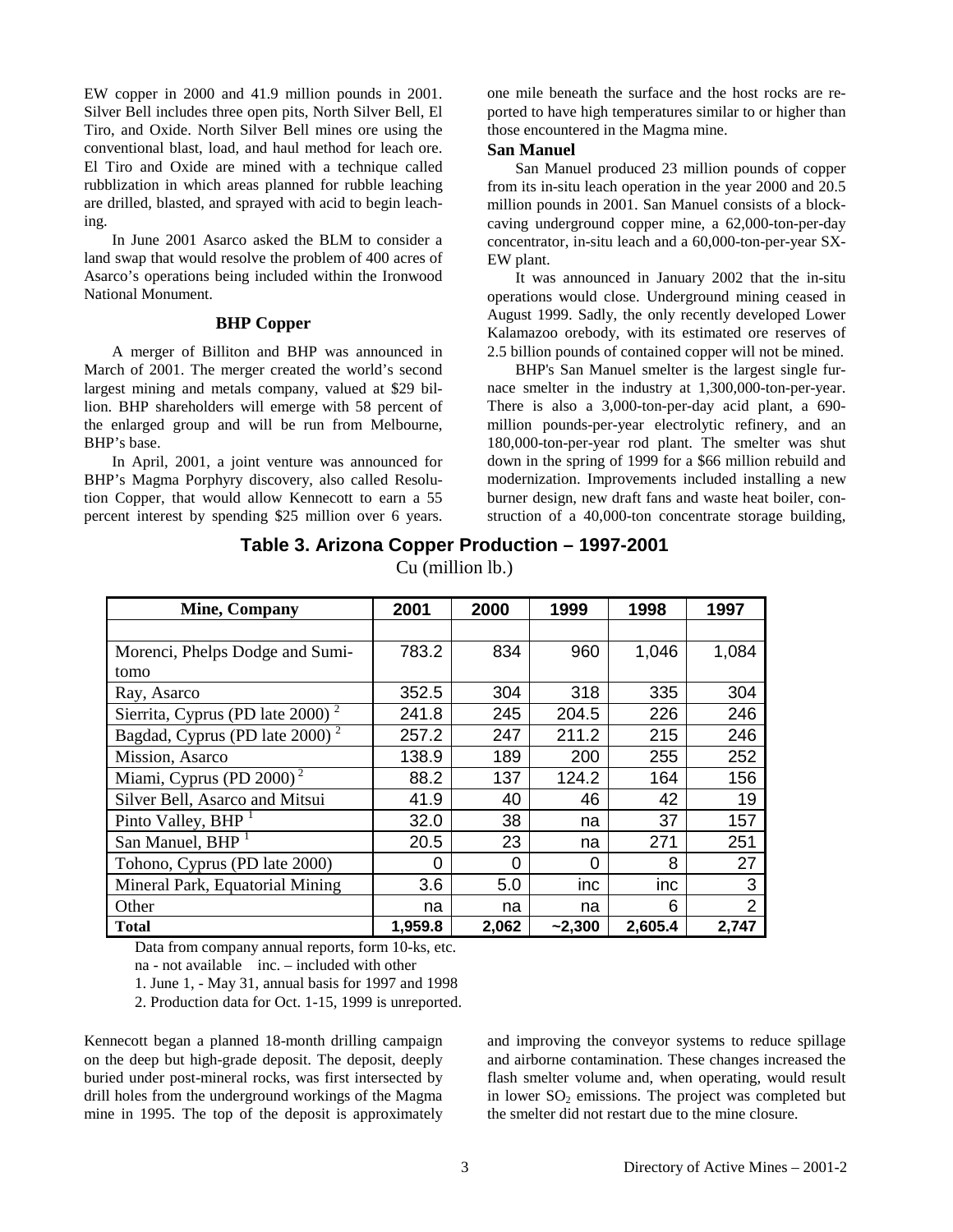EW copper in 2000 and 41.9 million pounds in 2001. Silver Bell includes three open pits, North Silver Bell, El Tiro, and Oxide. North Silver Bell mines ore using the conventional blast, load, and haul method for leach ore. El Tiro and Oxide are mined with a technique called rubblization in which areas planned for rubble leaching are drilled, blasted, and sprayed with acid to begin leaching.

In June 2001 Asarco asked the BLM to consider a land swap that would resolve the problem of 400 acres of Asarco's operations being included within the Ironwood National Monument.

### BHP Copper

A merger of Billiton and BHP was announced in March of 2001. The merger created the world's second largest mining and metals company, valued at $29 billion. BHP shareholders will emerge with 58 percent of the enlarged group and will be run from Melbourne, BHP's base.

In April, 2001, a joint venture was announced for BHP's Magma Porphyry discovery, also called Resolution Copper, that would allow Kennecott to earn a 55 percent interest by spending $25 million over 6 years. Kennecott began a planned 18-month drilling campaign on the deep but high-grade deposit. The deposit, deeply buried under post-mineral rocks, was first intersected by drill holes from the underground workings of the Magma mine in 1995. The top of the deposit is approximately one mile beneath the surface and the host rocks are reported to have high temperatures similar to or higher than those encountered in the Magma mine.

**San Manuel**

San Manuel produced 23 million pounds of copper from its in-situ leach operation in the year 2000 and 20.5 million pounds in 2001. San Manuel consists of a block-caving underground copper mine, a 62,000-ton-per-day concentrator, in-situ leach and a 60,000-ton-per-year SX-EW plant.

It was announced in January 2002 that the in-situ operations would close. Underground mining ceased in August 1999. Sadly, the only recently developed Lower Kalamazoo orebody, with its estimated ore reserves of 2.5 billion pounds of contained copper will not be mined.

BHP's San Manuel smelter is the largest single furnace smelter in the industry at 1,300,000-ton-per-year. There is also a 3,000-ton-per-day acid plant, a 690-million pounds-per-year electrolytic refinery, and an 180,000-ton-per-year rod plant. The smelter was shut down in the spring of 1999 for a $66 million rebuild and modernization. Improvements included installing a new burner design, new draft fans and waste heat boiler, construction of a 40,000-ton concentrate storage building, and improving the conveyor systems to reduce spillage and airborne contamination. These changes increased the flash smelter volume and, when operating, would result in lower $SO_2$ emissions. The project was completed but the smelter did not restart due to the mine closure.

**Table 3. Arizona Copper Production – 1997-2001**

Cu (million lb.)

| Mine, Company | 2001 | 2000 | 1999 | 1998 | 1997 |
|---|---|---|---|---|---|
| Morenci, Phelps Dodge and Sumitomo | 783.2 | 834 | 960 | 1,046 | 1,084 |
| Ray, Asarco | 352.5 | 304 | 318 | 335 | 304 |
| Sierrita, Cyprus (PD late 2000) [2] | 241.8 | 245 | 204.5 | 226 | 246 |
| Bagdad, Cyprus (PD late 2000) [2] | 257.2 | 247 | 211.2 | 215 | 246 |
| Mission, Asarco | 138.9 | 189 | 200 | 255 | 252 |
| Miami, Cyprus (PD 2000) [2] | 88.2 | 137 | 124.2 | 164 | 156 |
| Silver Bell, Asarco and Mitsui | 41.9 | 40 | 46 | 42 | 19 |
| Pinto Valley, BHP [1] | 32.0 | 38 | na | 37 | 157 |
| San Manuel, BHP [1] | 20.5 | 23 | na | 271 | 251 |
| Tohono, Cyprus (PD late 2000) | 0 | 0 | 0 | 8 | 27 |
| Mineral Park, Equatorial Mining | 3.6 | 5.0 | inc | inc | 3 |
| Other | na | na | na | 6 | 2 |
| **Total** | **1,959.8** | **2,062** | **~2,300** | **2,605.4** | **2,747** |

Data from company annual reports, form 10-ks, etc.

na - not available inc. – included with other

1. June 1, - May 31, annual basis for 1997 and 1998
2. Production data for Oct. 1-15, 1999 is unreported.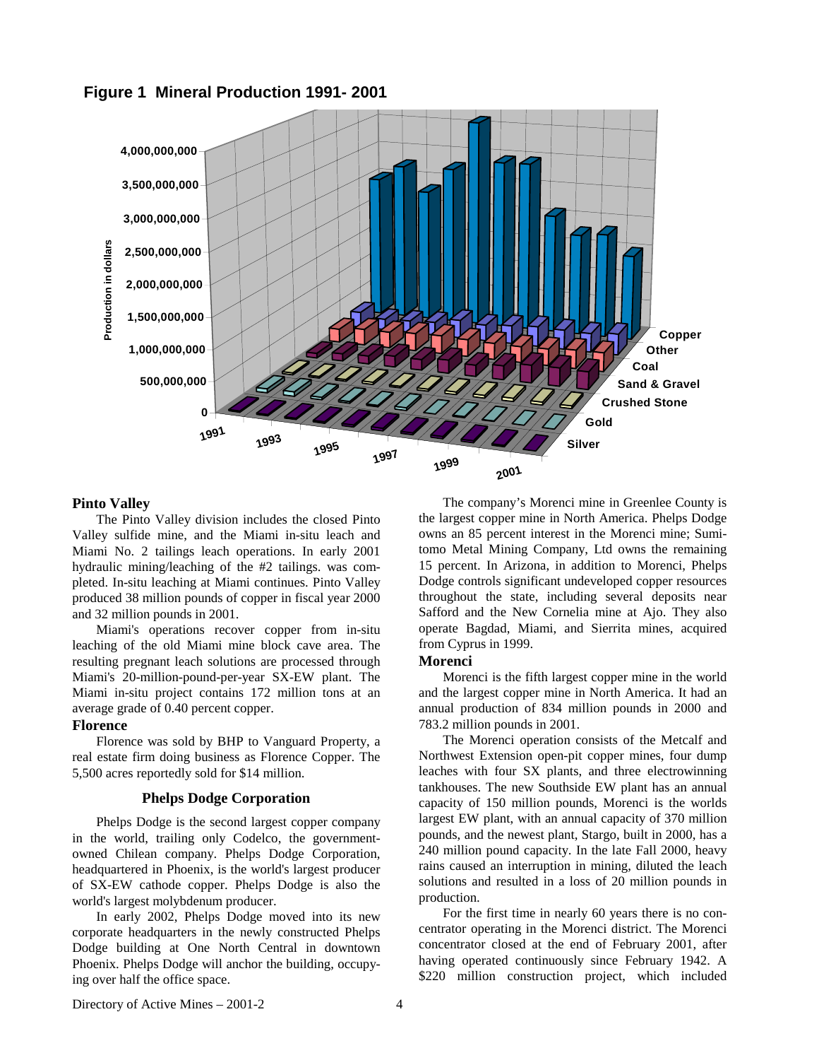**Figure 1 Mineral Production 1991- 2001**

## Pinto Valley

The Pinto Valley division includes the closed Pinto Valley sulfide mine, and the Miami in-situ leach and Miami No. 2 tailings leach operations. In early 2001 hydraulic mining/leaching of the #2 tailings. was completed. In-situ leaching at Miami continues. Pinto Valley produced 38 million pounds of copper in fiscal year 2000 and 32 million pounds in 2001.

Miami's operations recover copper from in-situ leaching of the old Miami mine block cave area. The resulting pregnant leach solutions are processed through Miami's 20-million-pound-per-year SX-EW plant. The Miami in-situ project contains 172 million tons at an average grade of 0.40 percent copper.

## Florence

Florence was sold by BHP to Vanguard Property, a real estate firm doing business as Florence Copper. The 5,500 acres reportedly sold for $14 million.

# Phelps Dodge Corporation

Phelps Dodge is the second largest copper company in the world, trailing only Codelco, the government-owned Chilean company. Phelps Dodge Corporation, headquartered in Phoenix, is the world's largest producer of SX-EW cathode copper. Phelps Dodge is also the world's largest molybdenum producer.

In early 2002, Phelps Dodge moved into its new corporate headquarters in the newly constructed Phelps Dodge building at One North Central in downtown Phoenix. Phelps Dodge will anchor the building, occupying over half the office space.

The company's Morenci mine in Greenlee County is the largest copper mine in North America. Phelps Dodge owns an 85 percent interest in the Morenci mine; Sumitomo Metal Mining Company, Ltd owns the remaining 15 percent. In Arizona, in addition to Morenci, Phelps Dodge controls significant undeveloped copper resources throughout the state, including several deposits near Safford and the New Cornelia mine at Ajo. They also operate Bagdad, Miami, and Sierrita mines, acquired from Cyprus in 1999.

## Morenci

Morenci is the fifth largest copper mine in the world and the largest copper mine in North America. It had an annual production of 834 million pounds in 2000 and 783.2 million pounds in 2001.

The Morenci operation consists of the Metcalf and Northwest Extension open-pit copper mines, four dump leaches with four SX plants, and three electrowinning tankhouses. The new Southside EW plant has an annual capacity of 150 million pounds, Morenci is the worlds largest EW plant, with an annual capacity of 370 million pounds, and the newest plant, Stargo, built in 2000, has a 240 million pound capacity. In the late Fall 2000, heavy rains caused an interruption in mining, diluted the leach solutions and resulted in a loss of 20 million pounds in production.

For the first time in nearly 60 years there is no concentrator operating in the Morenci district. The Morenci concentrator closed at the end of February 2001, after having operated continuously since February 1942. A $220 million construction project, which included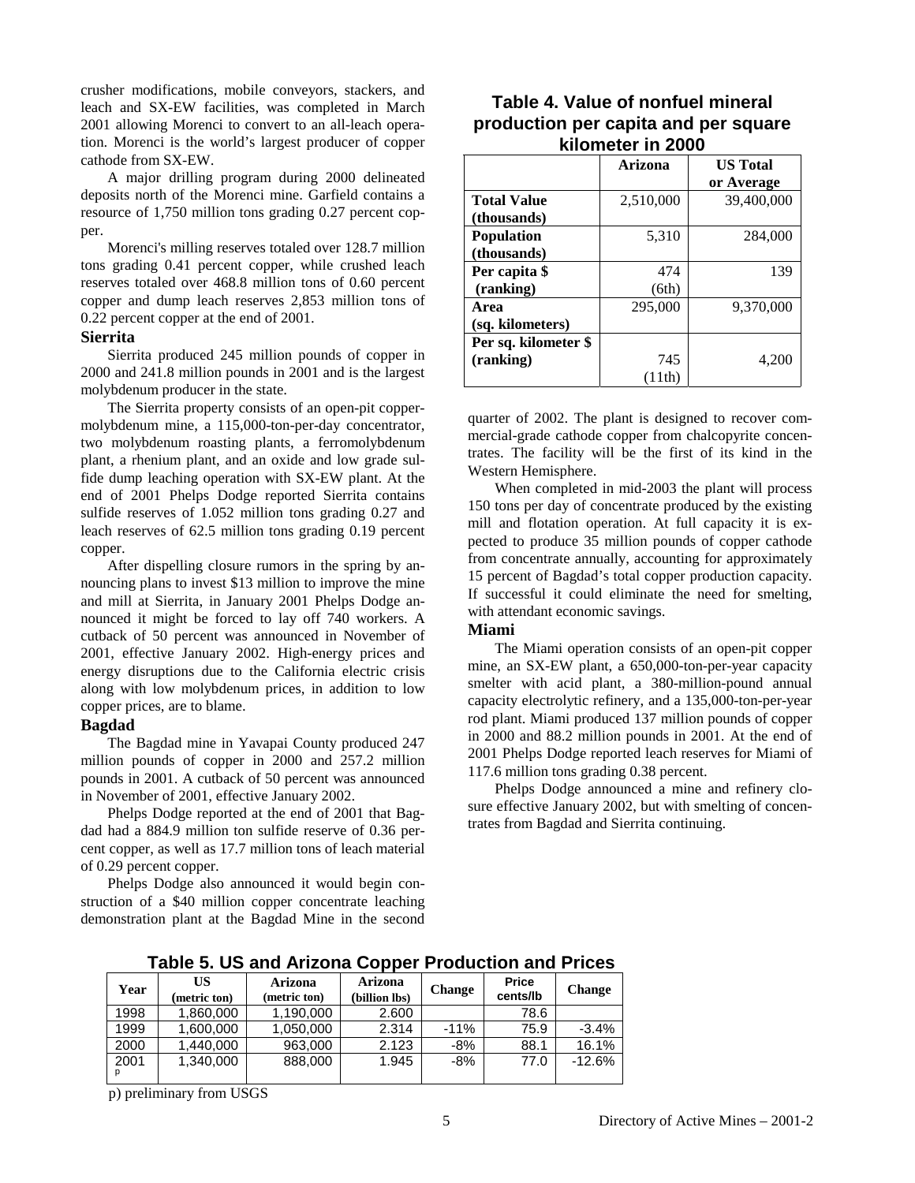crusher modifications, mobile conveyors, stackers, and leach and SX-EW facilities, was completed in March 2001 allowing Morenci to convert to an all-leach operation. Morenci is the world's largest producer of copper cathode from SX-EW.

A major drilling program during 2000 delineated deposits north of the Morenci mine. Garfield contains a resource of 1,750 million tons grading 0.27 percent copper.

Morenci's milling reserves totaled over 128.7 million tons grading 0.41 percent copper, while crushed leach reserves totaled over 468.8 million tons of 0.60 percent copper and dump leach reserves 2,853 million tons of 0.22 percent copper at the end of 2001.

### Sierrita

Sierrita produced 245 million pounds of copper in 2000 and 241.8 million pounds in 2001 and is the largest molybdenum producer in the state.

The Sierrita property consists of an open-pit copper-molybdenum mine, a 115,000-ton-per-day concentrator, two molybdenum roasting plants, a ferromolybdenum plant, a rhenium plant, and an oxide and low grade sulfide dump leaching operation with SX-EW plant. At the end of 2001 Phelps Dodge reported Sierrita contains sulfide reserves of 1.052 million tons grading 0.27 and leach reserves of 62.5 million tons grading 0.19 percent copper.

After dispelling closure rumors in the spring by announcing plans to invest $13 million to improve the mine and mill at Sierrita, in January 2001 Phelps Dodge announced it might be forced to lay off 740 workers. A cutback of 50 percent was announced in November of 2001, effective January 2002. High-energy prices and energy disruptions due to the California electric crisis along with low molybdenum prices, in addition to low copper prices, are to blame.

### Bagdad

The Bagdad mine in Yavapai County produced 247 million pounds of copper in 2000 and 257.2 million pounds in 2001. A cutback of 50 percent was announced in November of 2001, effective January 2002.

Phelps Dodge reported at the end of 2001 that Bagdad had a 884.9 million ton sulfide reserve of 0.36 percent copper, as well as 17.7 million tons of leach material of 0.29 percent copper.

Phelps Dodge also announced it would begin construction of a $40 million copper concentrate leaching demonstration plant at the Bagdad Mine in the second quarter of 2002. The plant is designed to recover commercial-grade cathode copper from chalcopyrite concentrates. The facility will be the first of its kind in the Western Hemisphere.

When completed in mid-2003 the plant will process 150 tons per day of concentrate produced by the existing mill and flotation operation. At full capacity it is expected to produce 35 million pounds of copper cathode from concentrate annually, accounting for approximately 15 percent of Bagdad's total copper production capacity. If successful it could eliminate the need for smelting, with attendant economic savings.

**Table 4. Value of nonfuel mineral production per capita and per square kilometer in 2000**

| | Arizona | US Total or Average |
|---|---|---|
| **Total Value (thousands)** | 2,510,000 | 39,400,000 |
| **Population (thousands)** | 5,310 | 284,000 |
| **Per capita $ (ranking)** | 474 (6th) | 139 |
| **Area (sq. kilometers)** | 295,000 | 9,370,000 |
| **Per sq. kilometer $ (ranking)** | 745 (11th) | 4,200 |

### Miami

The Miami operation consists of an open-pit copper mine, an SX-EW plant, a 650,000-ton-per-year capacity smelter with acid plant, a 380-million-pound annual capacity electrolytic refinery, and a 135,000-ton-per-year rod plant. Miami produced 137 million pounds of copper in 2000 and 88.2 million pounds in 2001. At the end of 2001 Phelps Dodge reported leach reserves for Miami of 117.6 million tons grading 0.38 percent.

Phelps Dodge announced a mine and refinery closure effective January 2002, but with smelting of concentrates from Bagdad and Sierrita continuing.

**Table 5. US and Arizona Copper Production and Prices**

| Year | US (metric ton) | Arizona (metric ton) | Arizona (billion lbs) | Change | Price cents/lb | Change |
|---|---|---|---|---|---|---|
| 1998 | 1,860,000 | 1,190,000 | 2.600 | | 78.6 | |
| 1999 | 1,600,000 | 1,050,000 | 2.314 | -11% | 75.9 | -3.4% |
| 2000 | 1,440,000 | 963,000 | 2.123 | -8% | 88.1 | 16.1% |
| 2001 p | 1,340,000 | 888,000 | 1.945 | -8% | 77.0 | -12.6% |

p) preliminary from USGS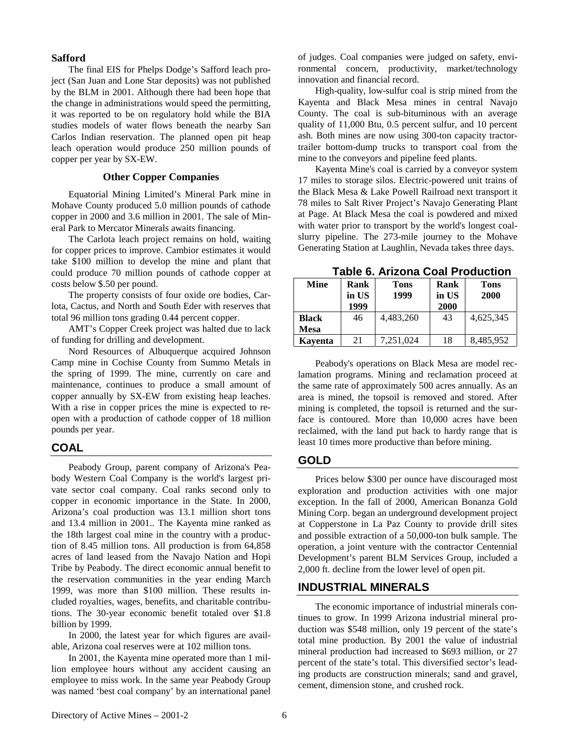### Safford

The final EIS for Phelps Dodge's Safford leach project (San Juan and Lone Star deposits) was not published by the BLM in 2001. Although there had been hope that the change in administrations would speed the permitting, it was reported to be on regulatory hold while the BIA studies models of water flows beneath the nearby San Carlos Indian reservation. The planned open pit heap leach operation would produce 250 million pounds of copper per year by SX-EW.

### Other Copper Companies

Equatorial Mining Limited's Mineral Park mine in Mohave County produced 5.0 million pounds of cathode copper in 2000 and 3.6 million in 2001. The sale of Mineral Park to Mercator Minerals awaits financing.

The Carlota leach project remains on hold, waiting for copper prices to improve. Cambior estimates it would take $100 million to develop the mine and plant that could produce 70 million pounds of cathode copper at costs below $.50 per pound.

The property consists of four oxide ore bodies, Carlota, Cactus, and North and South Eder with reserves that total 96 million tons grading 0.44 percent copper.

AMT's Copper Creek project was halted due to lack of funding for drilling and development.

Nord Resources of Albuquerque acquired Johnson Camp mine in Cochise County from Summo Metals in the spring of 1999. The mine, currently on care and maintenance, continues to produce a small amount of copper annually by SX-EW from existing heap leaches. With a rise in copper prices the mine is expected to reopen with a production of cathode copper of 18 million pounds per year.

## COAL

Peabody Group, parent company of Arizona's Peabody Western Coal Company is the world's largest private sector coal company. Coal ranks second only to copper in economic importance in the State. In 2000, Arizona's coal production was 13.1 million short tons and 13.4 million in 2001.. The Kayenta mine ranked as the 18th largest coal mine in the country with a production of 8.45 million tons. All production is from 64,858 acres of land leased from the Navajo Nation and Hopi Tribe by Peabody. The direct economic annual benefit to the reservation communities in the year ending March 1999, was more than $100 million. These results included royalties, wages, benefits, and charitable contributions. The 30-year economic benefit totaled over $1.8 billion by 1999.

In 2000, the latest year for which figures are available, Arizona coal reserves were at 102 million tons.

In 2001, the Kayenta mine operated more than 1 million employee hours without any accident causing an employee to miss work. In the same year Peabody Group was named 'best coal company' by an international panel of judges. Coal companies were judged on safety, environmental concern, productivity, market/technology innovation and financial record.

High-quality, low-sulfur coal is strip mined from the Kayenta and Black Mesa mines in central Navajo County. The coal is sub-bituminous with an average quality of 11,000 Btu, 0.5 percent sulfur, and 10 percent ash. Both mines are now using 300-ton capacity tractor-trailer bottom-dump trucks to transport coal from the mine to the conveyors and pipeline feed plants.

Kayenta Mine's coal is carried by a conveyor system 17 miles to storage silos. Electric-powered unit trains of the Black Mesa & Lake Powell Railroad next transport it 78 miles to Salt River Project's Navajo Generating Plant at Page. At Black Mesa the coal is powdered and mixed with water prior to transport by the world's longest coal-slurry pipeline. The 273-mile journey to the Mohave Generating Station at Laughlin, Nevada takes three days.

**Table 6. Arizona Coal Production**

| Mine | Rank in US 1999 | Tons 1999 | Rank in US 2000 | Tons 2000 |
|---|---|---|---|---|
| **Black Mesa** | 46 | 4,483,260 | 43 | 4,625,345 |
| **Kayenta** | 21 | 7,251,024 | 18 | 8,485,952 |

Peabody's operations on Black Mesa are model reclamation programs. Mining and reclamation proceed at the same rate of approximately 500 acres annually. As an area is mined, the topsoil is removed and stored. After mining is completed, the topsoil is returned and the surface is contoured. More than 10,000 acres have been reclaimed, with the land put back to hardy range that is least 10 times more productive than before mining.

## GOLD

Prices below $300 per ounce have discouraged most exploration and production activities with one major exception. In the fall of 2000, American Bonanza Gold Mining Corp. began an underground development project at Copperstone in La Paz County to provide drill sites and possible extraction of a 50,000-ton bulk sample. The operation, a joint venture with the contractor Centennial Development's parent BLM Services Group, included a 2,000 ft. decline from the lower level of open pit.

## INDUSTRIAL MINERALS

The economic importance of industrial minerals continues to grow. In 1999 Arizona industrial mineral production was $548 million, only 19 percent of the state's total mine production. By 2001 the value of industrial mineral production had increased to $693 million, or 27 percent of the state's total. This diversified sector's leading products are construction minerals; sand and gravel, cement, dimension stone, and crushed rock.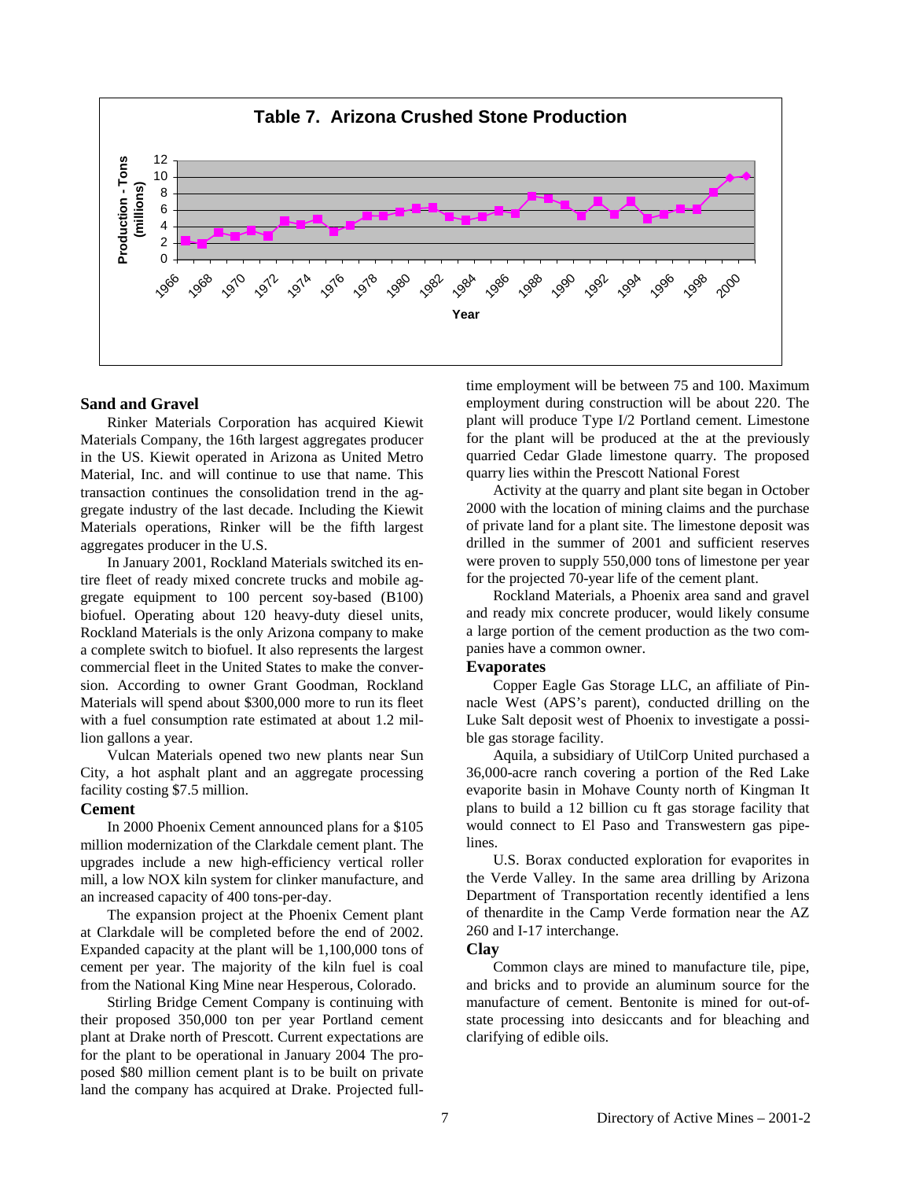**Table 7. Arizona Crushed Stone Production**

## Sand and Gravel

Rinker Materials Corporation has acquired Kiewit Materials Company, the 16th largest aggregates producer in the US. Kiewit operated in Arizona as United Metro Material, Inc. and will continue to use that name. This transaction continues the consolidation trend in the aggregate industry of the last decade. Including the Kiewit Materials operations, Rinker will be the fifth largest aggregates producer in the U.S.

In January 2001, Rockland Materials switched its entire fleet of ready mixed concrete trucks and mobile aggregate equipment to 100 percent soy-based (B100) biofuel. Operating about 120 heavy-duty diesel units, Rockland Materials is the only Arizona company to make a complete switch to biofuel. It also represents the largest commercial fleet in the United States to make the conversion. According to owner Grant Goodman, Rockland Materials will spend about $300,000 more to run its fleet with a fuel consumption rate estimated at about 1.2 million gallons a year.

Vulcan Materials opened two new plants near Sun City, a hot asphalt plant and an aggregate processing facility costing $7.5 million.

## Cement

In 2000 Phoenix Cement announced plans for a $105 million modernization of the Clarkdale cement plant. The upgrades include a new high-efficiency vertical roller mill, a low NOX kiln system for clinker manufacture, and an increased capacity of 400 tons-per-day.

The expansion project at the Phoenix Cement plant at Clarkdale will be completed before the end of 2002. Expanded capacity at the plant will be 1,100,000 tons of cement per year. The majority of the kiln fuel is coal from the National King Mine near Hesperous, Colorado.

Stirling Bridge Cement Company is continuing with their proposed 350,000 ton per year Portland cement plant at Drake north of Prescott. Current expectations are for the plant to be operational in January 2004 The proposed $80 million cement plant is to be built on private land the company has acquired at Drake. Projected full-time employment will be between 75 and 100. Maximum employment during construction will be about 220. The plant will produce Type I/2 Portland cement. Limestone for the plant will be produced at the at the previously quarried Cedar Glade limestone quarry. The proposed quarry lies within the Prescott National Forest

Activity at the quarry and plant site began in October 2000 with the location of mining claims and the purchase of private land for a plant site. The limestone deposit was drilled in the summer of 2001 and sufficient reserves were proven to supply 550,000 tons of limestone per year for the projected 70-year life of the cement plant.

Rockland Materials, a Phoenix area sand and gravel and ready mix concrete producer, would likely consume a large portion of the cement production as the two companies have a common owner.

## Evaporates

Copper Eagle Gas Storage LLC, an affiliate of Pinnacle West (APS's parent), conducted drilling on the Luke Salt deposit west of Phoenix to investigate a possible gas storage facility.

Aquila, a subsidiary of UtilCorp United purchased a 36,000-acre ranch covering a portion of the Red Lake evaporite basin in Mohave County north of Kingman It plans to build a 12 billion cu ft gas storage facility that would connect to El Paso and Transwestern gas pipelines.

U.S. Borax conducted exploration for evaporites in the Verde Valley. In the same area drilling by Arizona Department of Transportation recently identified a lens of thenardite in the Camp Verde formation near the AZ 260 and I-17 interchange.

## Clay

Common clays are mined to manufacture tile, pipe, and bricks and to provide an aluminum source for the manufacture of cement. Bentonite is mined for out-of-state processing into desiccants and for bleaching and clarifying of edible oils.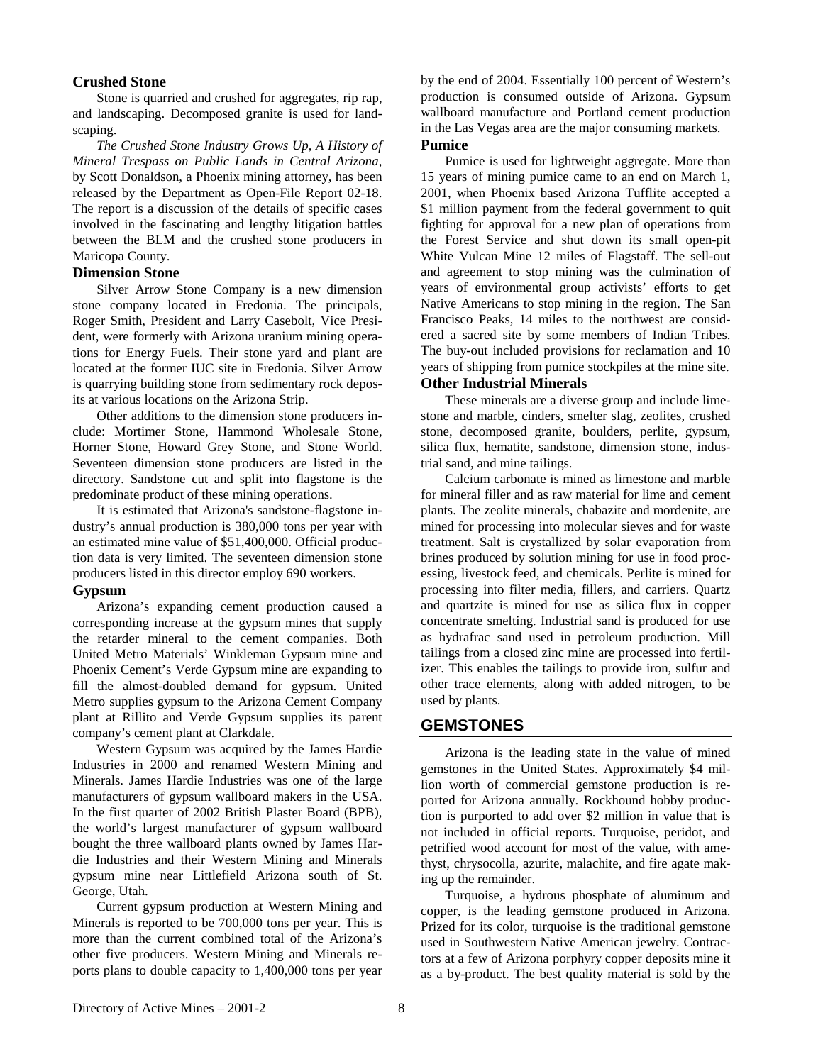### Crushed Stone

Stone is quarried and crushed for aggregates, rip rap, and landscaping. Decomposed granite is used for landscaping.

*The Crushed Stone Industry Grows Up, A History of Mineral Trespass on Public Lands in Central Arizona*, by Scott Donaldson, a Phoenix mining attorney, has been released by the Department as Open-File Report 02-18. The report is a discussion of the details of specific cases involved in the fascinating and lengthy litigation battles between the BLM and the crushed stone producers in Maricopa County.

### Dimension Stone

Silver Arrow Stone Company is a new dimension stone company located in Fredonia. The principals, Roger Smith, President and Larry Casebolt, Vice President, were formerly with Arizona uranium mining operations for Energy Fuels. Their stone yard and plant are located at the former IUC site in Fredonia. Silver Arrow is quarrying building stone from sedimentary rock deposits at various locations on the Arizona Strip.

Other additions to the dimension stone producers include: Mortimer Stone, Hammond Wholesale Stone, Horner Stone, Howard Grey Stone, and Stone World. Seventeen dimension stone producers are listed in the directory. Sandstone cut and split into flagstone is the predominate product of these mining operations.

It is estimated that Arizona's sandstone-flagstone industry's annual production is 380,000 tons per year with an estimated mine value of $51,400,000. Official production data is very limited. The seventeen dimension stone producers listed in this director employ 690 workers.

### Gypsum

Arizona's expanding cement production caused a corresponding increase at the gypsum mines that supply the retarder mineral to the cement companies. Both United Metro Materials' Winkleman Gypsum mine and Phoenix Cement's Verde Gypsum mine are expanding to fill the almost-doubled demand for gypsum. United Metro supplies gypsum to the Arizona Cement Company plant at Rillito and Verde Gypsum supplies its parent company's cement plant at Clarkdale.

Western Gypsum was acquired by the James Hardie Industries in 2000 and renamed Western Mining and Minerals. James Hardie Industries was one of the large manufacturers of gypsum wallboard makers in the USA. In the first quarter of 2002 British Plaster Board (BPB), the world's largest manufacturer of gypsum wallboard bought the three wallboard plants owned by James Hardie Industries and their Western Mining and Minerals gypsum mine near Littlefield Arizona south of St. George, Utah.

Current gypsum production at Western Mining and Minerals is reported to be 700,000 tons per year. This is more than the current combined total of the Arizona's other five producers. Western Mining and Minerals reports plans to double capacity to 1,400,000 tons per year by the end of 2004. Essentially 100 percent of Western's production is consumed outside of Arizona. Gypsum wallboard manufacture and Portland cement production in the Las Vegas area are the major consuming markets.

### Pumice

Pumice is used for lightweight aggregate. More than 15 years of mining pumice came to an end on March 1, 2001, when Phoenix based Arizona Tufflite accepted a $1 million payment from the federal government to quit fighting for approval for a new plan of operations from the Forest Service and shut down its small open-pit White Vulcan Mine 12 miles of Flagstaff. The sell-out and agreement to stop mining was the culmination of years of environmental group activists' efforts to get Native Americans to stop mining in the region. The San Francisco Peaks, 14 miles to the northwest are considered a sacred site by some members of Indian Tribes. The buy-out included provisions for reclamation and 10 years of shipping from pumice stockpiles at the mine site.

### Other Industrial Minerals

These minerals are a diverse group and include limestone and marble, cinders, smelter slag, zeolites, crushed stone, decomposed granite, boulders, perlite, gypsum, silica flux, hematite, sandstone, dimension stone, industrial sand, and mine tailings.

Calcium carbonate is mined as limestone and marble for mineral filler and as raw material for lime and cement plants. The zeolite minerals, chabazite and mordenite, are mined for processing into molecular sieves and for waste treatment. Salt is crystallized by solar evaporation from brines produced by solution mining for use in food processing, livestock feed, and chemicals. Perlite is mined for processing into filter media, fillers, and carriers. Quartz and quartzite is mined for use as silica flux in copper concentrate smelting. Industrial sand is produced for use as hydrafrac sand used in petroleum production. Mill tailings from a closed zinc mine are processed into fertilizer. This enables the tailings to provide iron, sulfur and other trace elements, along with added nitrogen, to be used by plants.

## GEMSTONES

Arizona is the leading state in the value of mined gemstones in the United States. Approximately $4 million worth of commercial gemstone production is reported for Arizona annually. Rockhound hobby production is purported to add over $2 million in value that is not included in official reports. Turquoise, peridot, and petrified wood account for most of the value, with amethyst, chrysocolla, azurite, malachite, and fire agate making up the remainder.

Turquoise, a hydrous phosphate of aluminum and copper, is the leading gemstone produced in Arizona. Prized for its color, turquoise is the traditional gemstone used in Southwestern Native American jewelry. Contractors at a few of Arizona porphyry copper deposits mine it as a by-product. The best quality material is sold by the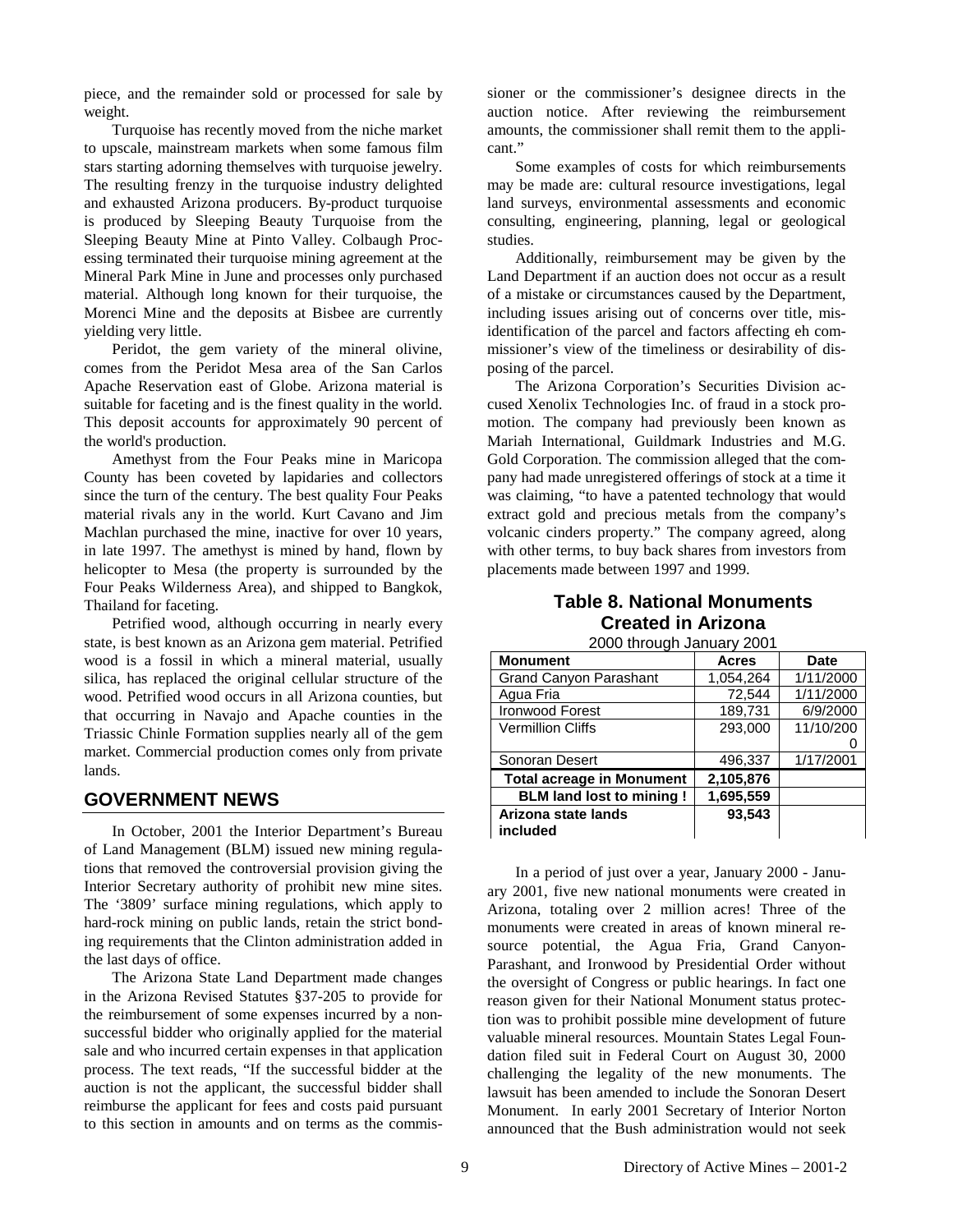piece, and the remainder sold or processed for sale by weight.

Turquoise has recently moved from the niche market to upscale, mainstream markets when some famous film stars starting adorning themselves with turquoise jewelry. The resulting frenzy in the turquoise industry delighted and exhausted Arizona producers. By-product turquoise is produced by Sleeping Beauty Turquoise from the Sleeping Beauty Mine at Pinto Valley. Colbaugh Processing terminated their turquoise mining agreement at the Mineral Park Mine in June and processes only purchased material. Although long known for their turquoise, the Morenci Mine and the deposits at Bisbee are currently yielding very little.

Peridot, the gem variety of the mineral olivine, comes from the Peridot Mesa area of the San Carlos Apache Reservation east of Globe. Arizona material is suitable for faceting and is the finest quality in the world. This deposit accounts for approximately 90 percent of the world's production.

Amethyst from the Four Peaks mine in Maricopa County has been coveted by lapidaries and collectors since the turn of the century. The best quality Four Peaks material rivals any in the world. Kurt Cavano and Jim Machlan purchased the mine, inactive for over 10 years, in late 1997. The amethyst is mined by hand, flown by helicopter to Mesa (the property is surrounded by the Four Peaks Wilderness Area), and shipped to Bangkok, Thailand for faceting.

Petrified wood, although occurring in nearly every state, is best known as an Arizona gem material. Petrified wood is a fossil in which a mineral material, usually silica, has replaced the original cellular structure of the wood. Petrified wood occurs in all Arizona counties, but that occurring in Navajo and Apache counties in the Triassic Chinle Formation supplies nearly all of the gem market. Commercial production comes only from private lands.

## GOVERNMENT NEWS

In October, 2001 the Interior Department's Bureau of Land Management (BLM) issued new mining regulations that removed the controversial provision giving the Interior Secretary authority of prohibit new mine sites. The '3809' surface mining regulations, which apply to hard-rock mining on public lands, retain the strict bonding requirements that the Clinton administration added in the last days of office.

The Arizona State Land Department made changes in the Arizona Revised Statutes §37-205 to provide for the reimbursement of some expenses incurred by a non-successful bidder who originally applied for the material sale and who incurred certain expenses in that application process. The text reads, "If the successful bidder at the auction is not the applicant, the successful bidder shall reimburse the applicant for fees and costs paid pursuant to this section in amounts and on terms as the commissioner or the commissioner's designee directs in the auction notice. After reviewing the reimbursement amounts, the commissioner shall remit them to the applicant."

Some examples of costs for which reimbursements may be made are: cultural resource investigations, legal land surveys, environmental assessments and economic consulting, engineering, planning, legal or geological studies.

Additionally, reimbursement may be given by the Land Department if an auction does not occur as a result of a mistake or circumstances caused by the Department, including issues arising out of concerns over title, misidentification of the parcel and factors affecting eh commissioner's view of the timeliness or desirability of disposing of the parcel.

The Arizona Corporation's Securities Division accused Xenolix Technologies Inc. of fraud in a stock promotion. The company had previously been known as Mariah International, Guildmark Industries and M.G. Gold Corporation. The commission alleged that the company had made unregistered offerings of stock at a time it was claiming, "to have a patented technology that would extract gold and precious metals from the company's volcanic cinders property." The company agreed, along with other terms, to buy back shares from investors from placements made between 1997 and 1999.

**Table 8. National Monuments Created in Arizona**

2000 through January 2001

| Monument | Acres | Date |
|---|---|---|
| Grand Canyon Parashant | 1,054,264 | 1/11/2000 |
| Agua Fria | 72,544 | 1/11/2000 |
| Ironwood Forest | 189,731 | 6/9/2000 |
| Vermillion Cliffs | 293,000 | 11/10/2000 |
| Sonoran Desert | 496,337 | 1/17/2001 |
| **Total acreage in Monument** | **2,105,876** | |
| **BLM land lost to mining !** | **1,695,559** | |
| **Arizona state lands included** | **93,543** | |

In a period of just over a year, January 2000 - January 2001, five new national monuments were created in Arizona, totaling over 2 million acres! Three of the monuments were created in areas of known mineral resource potential, the Agua Fria, Grand Canyon-Parashant, and Ironwood by Presidential Order without the oversight of Congress or public hearings. In fact one reason given for their National Monument status protection was to prohibit possible mine development of future valuable mineral resources. Mountain States Legal Foundation filed suit in Federal Court on August 30, 2000 challenging the legality of the new monuments. The lawsuit has been amended to include the Sonoran Desert Monument. In early 2001 Secretary of Interior Norton announced that the Bush administration would not seek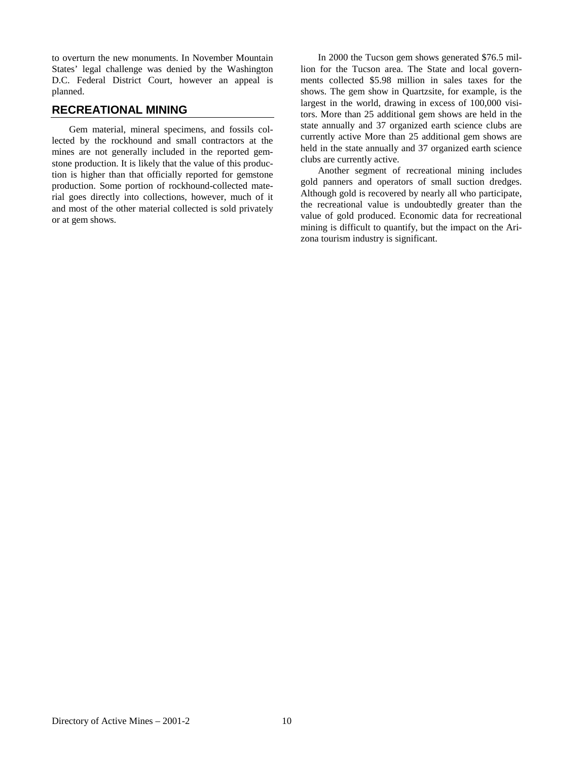to overturn the new monuments. In November Mountain States' legal challenge was denied by the Washington D.C. Federal District Court, however an appeal is planned.

## RECREATIONAL MINING

Gem material, mineral specimens, and fossils collected by the rockhound and small contractors at the mines are not generally included in the reported gemstone production. It is likely that the value of this production is higher than that officially reported for gemstone production. Some portion of rockhound-collected material goes directly into collections, however, much of it and most of the other material collected is sold privately or at gem shows.

In 2000 the Tucson gem shows generated $76.5 million for the Tucson area. The State and local governments collected $5.98 million in sales taxes for the shows. The gem show in Quartzsite, for example, is the largest in the world, drawing in excess of 100,000 visitors. More than 25 additional gem shows are held in the state annually and 37 organized earth science clubs are currently active More than 25 additional gem shows are held in the state annually and 37 organized earth science clubs are currently active.

Another segment of recreational mining includes gold panners and operators of small suction dredges. Although gold is recovered by nearly all who participate, the recreational value is undoubtedly greater than the value of gold produced. Economic data for recreational mining is difficult to quantify, but the impact on the Arizona tourism industry is significant.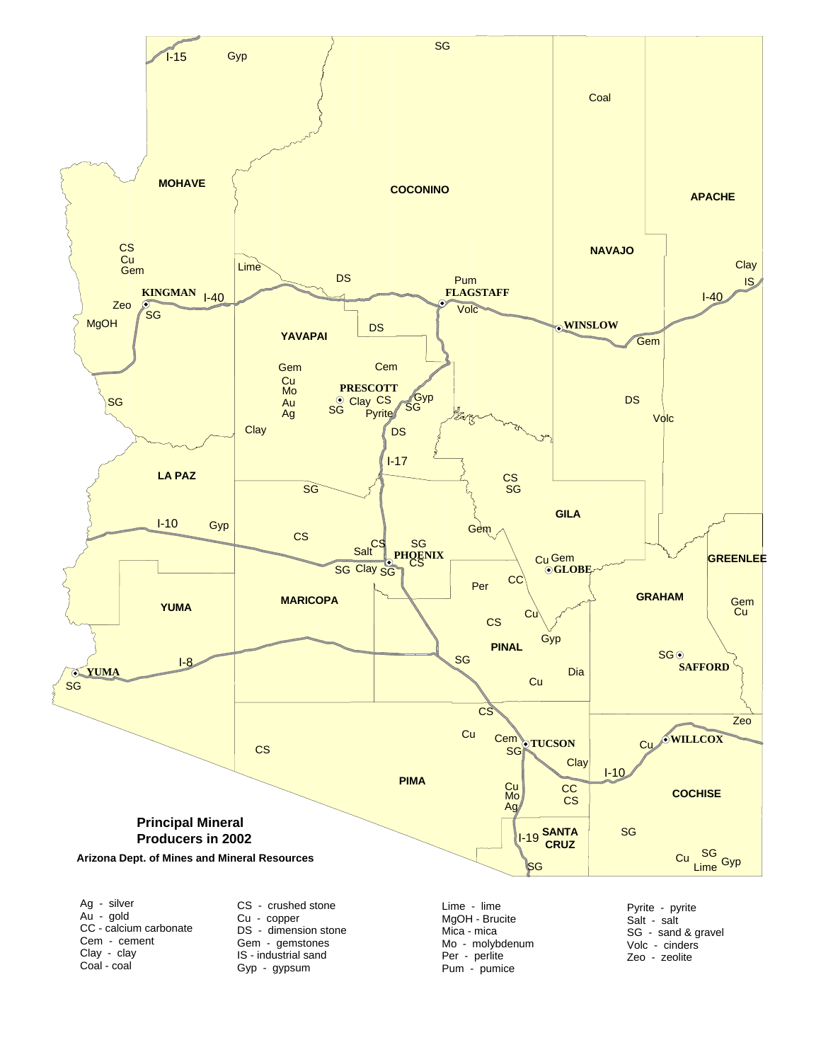**Principal Mineral Producers in 2002**

**Arizona Dept. of Mines and Mineral Resources**

MOHAVE
COCONINO
NAVAJO
APACHE
YAVAPAI
LA PAZ
MARICOPA
GILA
GREENLEE
GRAHAM
YUMA
PINAL
PIMA
SANTA CRUZ
COCHISE

KINGMAN
FLAGSTAFF
WINSLOW
PRESCOTT
PHOENIX
GLOBE
SAFFORD
YUMA
TUCSON
WILLCOX

I-15
I-40
I-17
I-10
I-8
I-19

Ag - silver
Au - gold
CC - calcium carbonate
Cem - cement
Clay - clay
Coal - coal

CS - crushed stone
Cu - copper
DS - dimension stone
Gem - gemstones
IS - industrial sand
Gyp - gypsum

Lime - lime
MgOH - Brucite
Mica - mica
Mo - molybdenum
Per - perlite
Pum - pumice

Pyrite - pyrite
Salt - salt
SG - sand & gravel
Volc - cinders
Zeo - zeolite